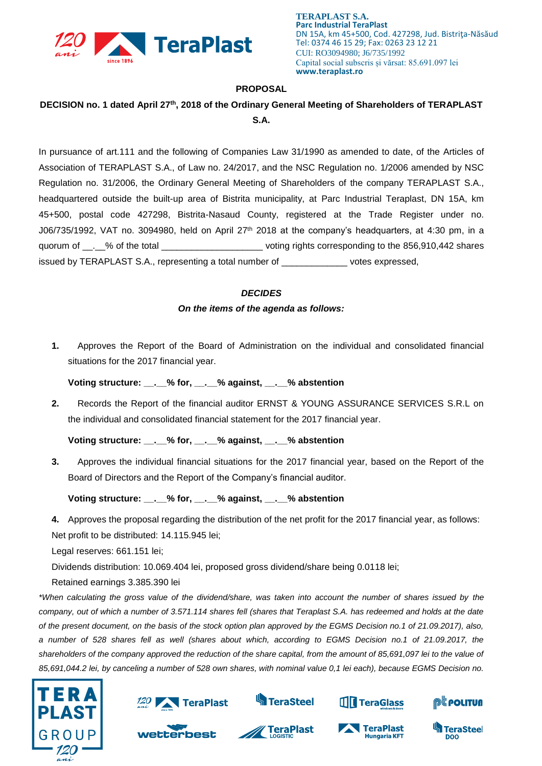**TERAPLAST S.A.**
**Parc Industrial TeraPlast**
DN 15A, km 45+500, Cod. 427298, Jud. Bistriţa-Năsăud
Tel: 0374 46 15 29; Fax: 0263 23 12 21
CUI: RO3094980; J6/735/1992
Capital social subscris și vărsat: 85.691.097 lei
**www.teraplast.ro**

**PROPOSAL**

**DECISION no. 1 dated April 27th, 2018 of the Ordinary General Meeting of Shareholders of TERAPLAST S.A.**

In pursuance of art.111 and the following of Companies Law 31/1990 as amended to date, of the Articles of Association of TERAPLAST S.A., of Law no. 24/2017, and the NSC Regulation no. 1/2006 amended by NSC Regulation no. 31/2006, the Ordinary General Meeting of Shareholders of the company TERAPLAST S.A., headquartered outside the built-up area of Bistrita municipality, at Parc Industrial Teraplast, DN 15A, km 45+500, postal code 427298, Bistrita-Nasaud County, registered at the Trade Register under no. J06/735/1992, VAT no. 3094980, held on April 27th 2018 at the company's headquarters, at 4:30 pm, in a quorum of __.__% of the total ___________________ voting rights corresponding to the 856,910,442 shares issued by TERAPLAST S.A., representing a total number of ____________ votes expressed,

***DECIDES***

***On the items of the agenda as follows:***

1. Approves the Report of the Board of Administration on the individual and consolidated financial situations for the 2017 financial year.

   **Voting structure: __.__% for, __.__% against, __.__% abstention**

2. Records the Report of the financial auditor ERNST & YOUNG ASSURANCE SERVICES S.R.L on the individual and consolidated financial statement for the 2017 financial year.

   **Voting structure: __.__% for, __.__% against, __.__% abstention**

3. Approves the individual financial situations for the 2017 financial year, based on the Report of the Board of Directors and the Report of the Company's financial auditor.

   **Voting structure: __.__% for, __.__% against, __.__% abstention**

4. Approves the proposal regarding the distribution of the net profit for the 2017 financial year, as follows:

Net profit to be distributed: 14.115.945 lei;

Legal reserves: 661.151 lei;

Dividends distribution: 10.069.404 lei, proposed gross dividend/share being 0.0118 lei;

Retained earnings 3.385.390 lei

*\*When calculating the gross value of the dividend/share, was taken into account the number of shares issued by the company, out of which a number of 3.571.114 shares fell (shares that Teraplast S.A. has redeemed and holds at the date of the present document, on the basis of the stock option plan approved by the EGMS Decision no.1 of 21.09.2017), also, a number of 528 shares fell as well (shares about which, according to EGMS Decision no.1 of 21.09.2017, the shareholders of the company approved the reduction of the share capital, from the amount of 85,691,097 lei to the value of 85,691,044.2 lei, by canceling a number of 528 own shares, with nominal value 0,1 lei each), because EGMS Decision no.*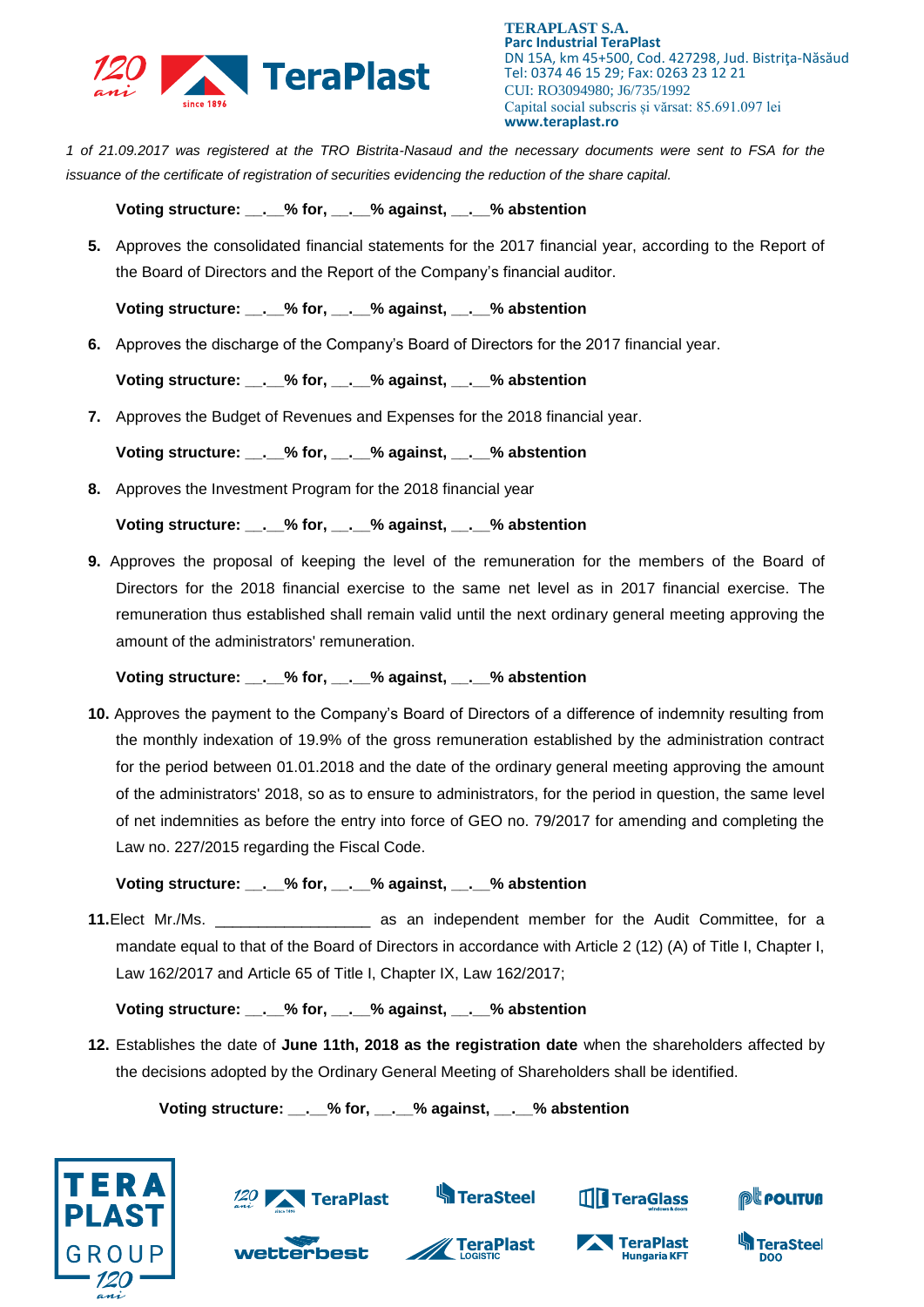*1 of 21.09.2017 was registered at the TRO Bistrita-Nasaud and the necessary documents were sent to FSA for the issuance of the certificate of registration of securities evidencing the reduction of the share capital.*

**Voting structure: __.__% for, __.__% against, __.__% abstention**

5. Approves the consolidated financial statements for the 2017 financial year, according to the Report of the Board of Directors and the Report of the Company's financial auditor.

**Voting structure: __.__% for, __.__% against, __.__% abstention**

6. Approves the discharge of the Company's Board of Directors for the 2017 financial year.

**Voting structure: __.__% for, __.__% against, __.__% abstention**

7. Approves the Budget of Revenues and Expenses for the 2018 financial year.

**Voting structure: __.__% for, __.__% against, __.__% abstention**

8. Approves the Investment Program for the 2018 financial year

**Voting structure: __.__% for, __.__% against, __.__% abstention**

9. Approves the proposal of keeping the level of the remuneration for the members of the Board of Directors for the 2018 financial exercise to the same net level as in 2017 financial exercise. The remuneration thus established shall remain valid until the next ordinary general meeting approving the amount of the administrators' remuneration.

**Voting structure: __.__% for, __.__% against, __.__% abstention**

10. Approves the payment to the Company's Board of Directors of a difference of indemnity resulting from the monthly indexation of 19.9% of the gross remuneration established by the administration contract for the period between 01.01.2018 and the date of the ordinary general meeting approving the amount of the administrators' 2018, so as to ensure to administrators, for the period in question, the same level of net indemnities as before the entry into force of GEO no. 79/2017 for amending and completing the Law no. 227/2015 regarding the Fiscal Code.

**Voting structure: __.__% for, __.__% against, __.__% abstention**

11. Elect Mr./Ms. _________________ as an independent member for the Audit Committee, for a mandate equal to that of the Board of Directors in accordance with Article 2 (12) (A) of Title I, Chapter I, Law 162/2017 and Article 65 of Title I, Chapter IX, Law 162/2017;

**Voting structure: __.__% for, __.__% against, __.__% abstention**

12. Establishes the date of **June 11th, 2018 as the registration date** when the shareholders affected by the decisions adopted by the Ordinary General Meeting of Shareholders shall be identified.

**Voting structure: __.__% for, __.__% against, __.__% abstention**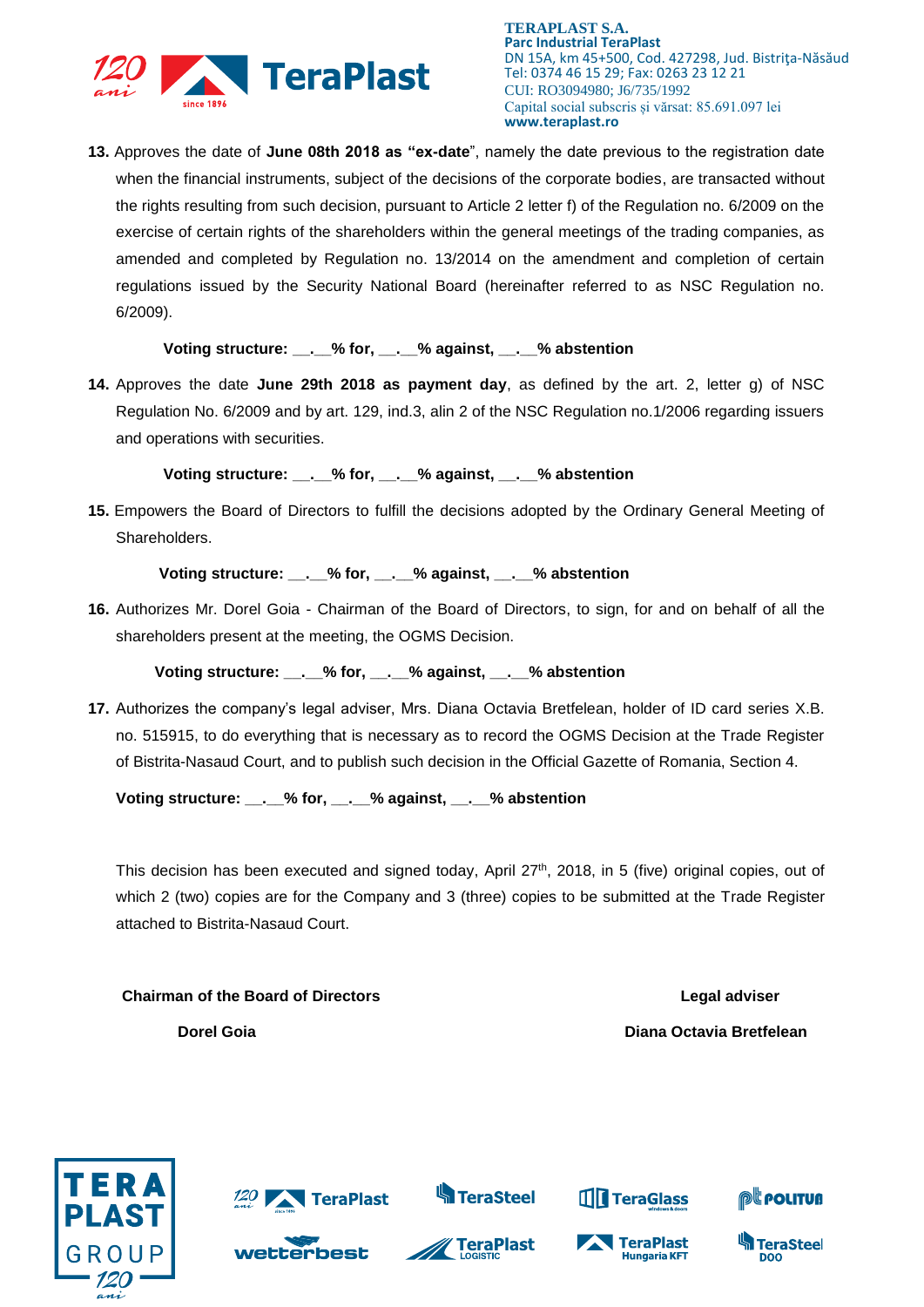**13.** Approves the date of **June 08th 2018 as "ex-date**", namely the date previous to the registration date when the financial instruments, subject of the decisions of the corporate bodies, are transacted without the rights resulting from such decision, pursuant to Article 2 letter f) of the Regulation no. 6/2009 on the exercise of certain rights of the shareholders within the general meetings of the trading companies, as amended and completed by Regulation no. 13/2014 on the amendment and completion of certain regulations issued by the Security National Board (hereinafter referred to as NSC Regulation no. 6/2009).

**Voting structure: \_\_.\_\_% for, \_\_.\_\_% against, \_\_.\_\_% abstention**

**14.** Approves the date **June 29th 2018 as payment day**, as defined by the art. 2, letter g) of NSC Regulation No. 6/2009 and by art. 129, ind.3, alin 2 of the NSC Regulation no.1/2006 regarding issuers and operations with securities.

**Voting structure: \_\_.\_\_% for, \_\_.\_\_% against, \_\_.\_\_% abstention**

**15.** Empowers the Board of Directors to fulfill the decisions adopted by the Ordinary General Meeting of Shareholders.

**Voting structure: \_\_.\_\_% for, \_\_.\_\_% against, \_\_.\_\_% abstention**

**16.** Authorizes Mr. Dorel Goia - Chairman of the Board of Directors, to sign, for and on behalf of all the shareholders present at the meeting, the OGMS Decision.

**Voting structure: \_\_.\_\_% for, \_\_.\_\_% against, \_\_.\_\_% abstention**

**17.** Authorizes the company's legal adviser, Mrs. Diana Octavia Bretfelean, holder of ID card series X.B. no. 515915, to do everything that is necessary as to record the OGMS Decision at the Trade Register of Bistrita-Nasaud Court, and to publish such decision in the Official Gazette of Romania, Section 4.

**Voting structure: \_\_.\_\_% for, \_\_.\_\_% against, \_\_.\_\_% abstention**

This decision has been executed and signed today, April 27th, 2018, in 5 (five) original copies, out of which 2 (two) copies are for the Company and 3 (three) copies to be submitted at the Trade Register attached to Bistrita-Nasaud Court.

**Chairman of the Board of Directors**

**Dorel Goia**

**Legal adviser**

**Diana Octavia Bretfelean**